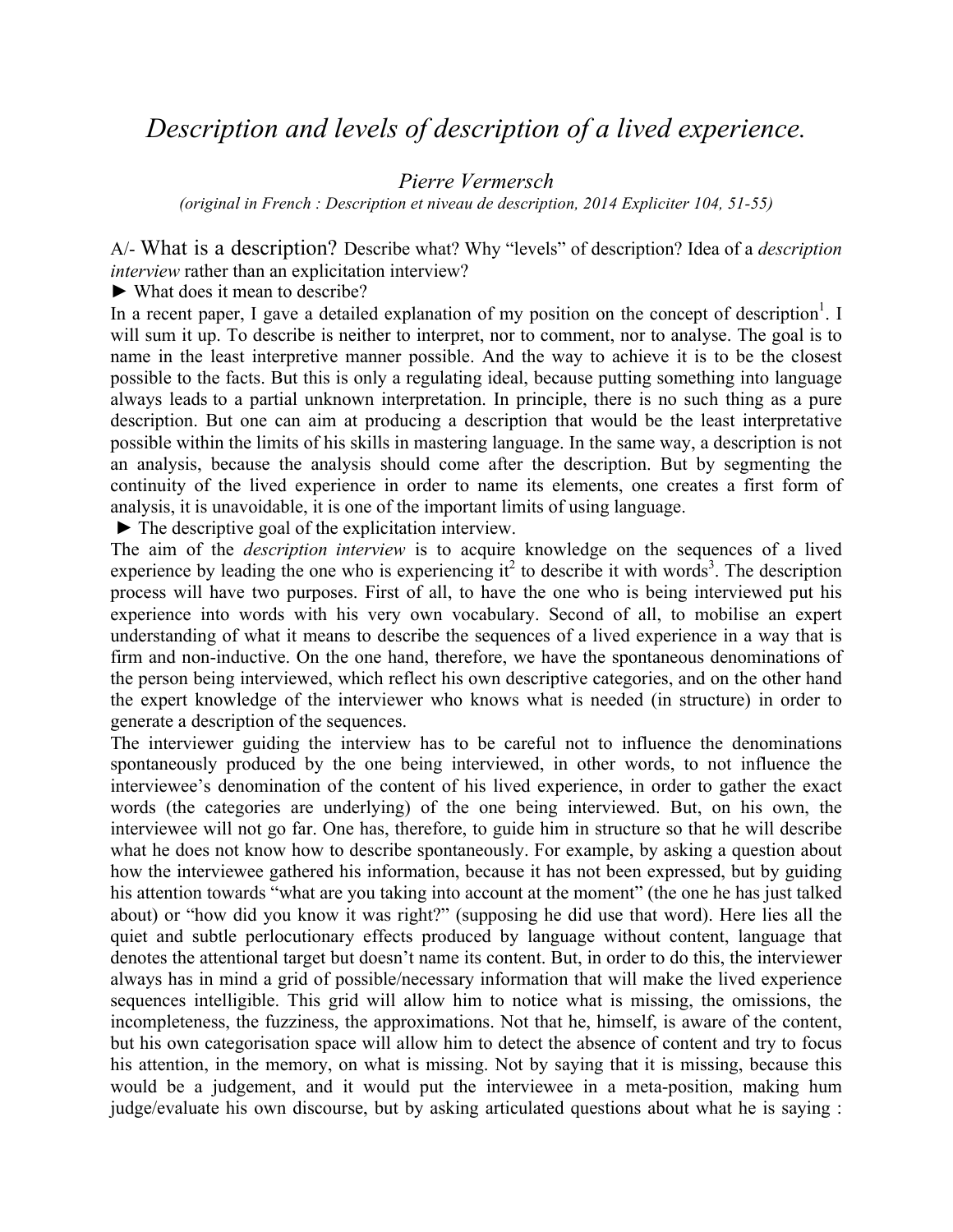# *Description and levels of description of a lived experience.*

*Pierre Vermersch*

*(original in French : Description et niveau de description, 2014 Expliciter 104, 51-55)*

A/- What is a description? Describe what? Why "levels" of description? Idea of a *description interview* rather than an explicitation interview?

► What does it mean to describe?

In a recent paper, I gave a detailed explanation of my position on the concept of description[1]. I will sum it up. To describe is neither to interpret, nor to comment, nor to analyse. The goal is to name in the least interpretive manner possible. And the way to achieve it is to be the closest possible to the facts. But this is only a regulating ideal, because putting something into language always leads to a partial unknown interpretation. In principle, there is no such thing as a pure description. But one can aim at producing a description that would be the least interpretative possible within the limits of his skills in mastering language. In the same way, a description is not an analysis, because the analysis should come after the description. But by segmenting the continuity of the lived experience in order to name its elements, one creates a first form of analysis, it is unavoidable, it is one of the important limits of using language.

► The descriptive goal of the explicitation interview.

The aim of the *description interview* is to acquire knowledge on the sequences of a lived experience by leading the one who is experiencing it[2] to describe it with words[3]. The description process will have two purposes. First of all, to have the one who is being interviewed put his experience into words with his very own vocabulary. Second of all, to mobilise an expert understanding of what it means to describe the sequences of a lived experience in a way that is firm and non-inductive. On the one hand, therefore, we have the spontaneous denominations of the person being interviewed, which reflect his own descriptive categories, and on the other hand the expert knowledge of the interviewer who knows what is needed (in structure) in order to generate a description of the sequences.

The interviewer guiding the interview has to be careful not to influence the denominations spontaneously produced by the one being interviewed, in other words, to not influence the interviewee's denomination of the content of his lived experience, in order to gather the exact words (the categories are underlying) of the one being interviewed. But, on his own, the interviewee will not go far. One has, therefore, to guide him in structure so that he will describe what he does not know how to describe spontaneously. For example, by asking a question about how the interviewee gathered his information, because it has not been expressed, but by guiding his attention towards "what are you taking into account at the moment" (the one he has just talked about) or "how did you know it was right?" (supposing he did use that word). Here lies all the quiet and subtle perlocutionary effects produced by language without content, language that denotes the attentional target but doesn't name its content. But, in order to do this, the interviewer always has in mind a grid of possible/necessary information that will make the lived experience sequences intelligible. This grid will allow him to notice what is missing, the omissions, the incompleteness, the fuzziness, the approximations. Not that he, himself, is aware of the content, but his own categorisation space will allow him to detect the absence of content and try to focus his attention, in the memory, on what is missing. Not by saying that it is missing, because this would be a judgement, and it would put the interviewee in a meta-position, making hum judge/evaluate his own discourse, but by asking articulated questions about what he is saying :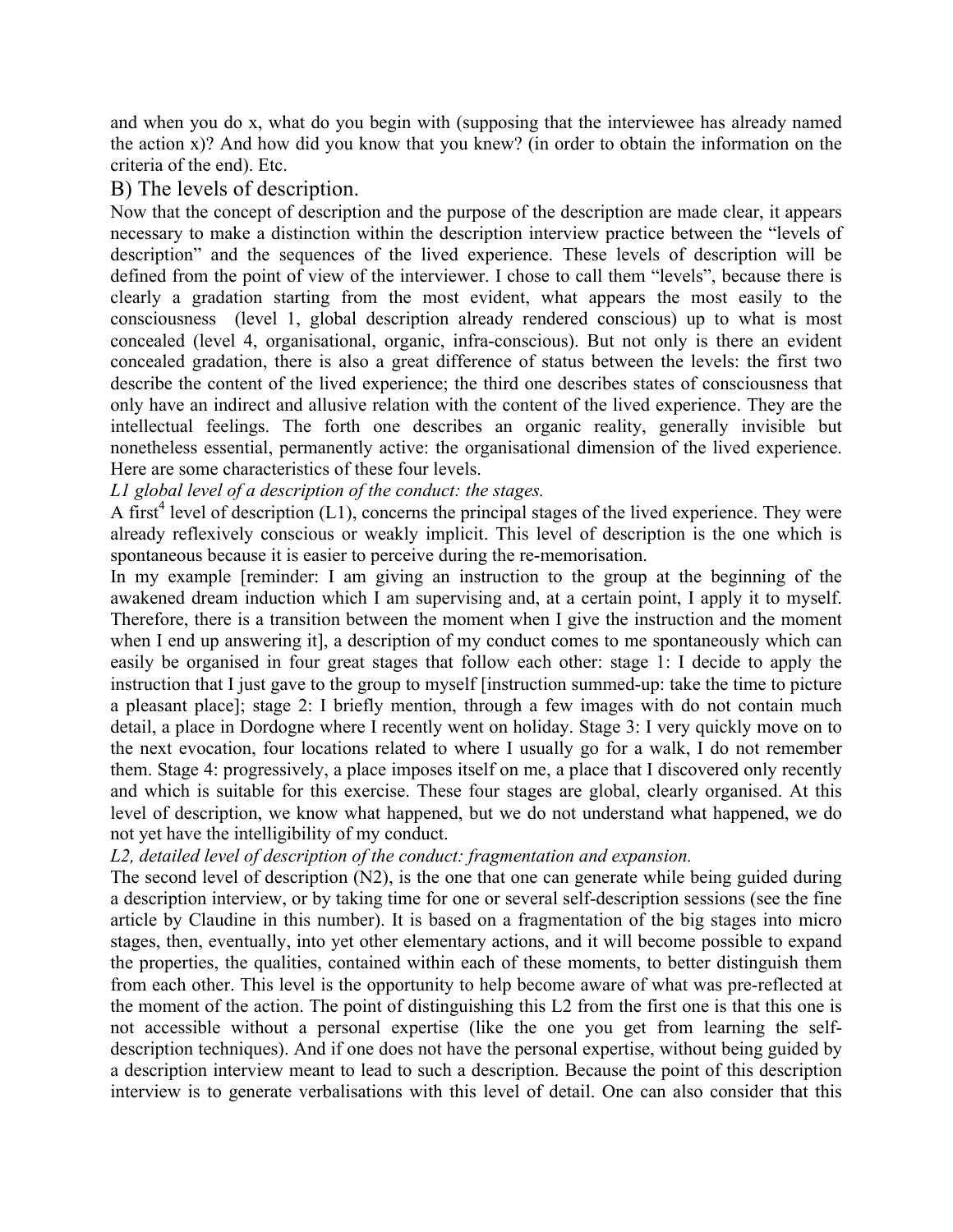and when you do x, what do you begin with (supposing that the interviewee has already named the action x)? And how did you know that you knew? (in order to obtain the information on the criteria of the end). Etc.

## B) The levels of description.

Now that the concept of description and the purpose of the description are made clear, it appears necessary to make a distinction within the description interview practice between the "levels of description" and the sequences of the lived experience. These levels of description will be defined from the point of view of the interviewer. I chose to call them "levels", because there is clearly a gradation starting from the most evident, what appears the most easily to the consciousness (level 1, global description already rendered conscious) up to what is most concealed (level 4, organisational, organic, infra-conscious). But not only is there an evident concealed gradation, there is also a great difference of status between the levels: the first two describe the content of the lived experience; the third one describes states of consciousness that only have an indirect and allusive relation with the content of the lived experience. They are the intellectual feelings. The forth one describes an organic reality, generally invisible but nonetheless essential, permanently active: the organisational dimension of the lived experience. Here are some characteristics of these four levels.

*L1 global level of a description of the conduct: the stages.*

A first[4] level of description (L1), concerns the principal stages of the lived experience. They were already reflexively conscious or weakly implicit. This level of description is the one which is spontaneous because it is easier to perceive during the re-memorisation.

In my example [reminder: I am giving an instruction to the group at the beginning of the awakened dream induction which I am supervising and, at a certain point, I apply it to myself. Therefore, there is a transition between the moment when I give the instruction and the moment when I end up answering it], a description of my conduct comes to me spontaneously which can easily be organised in four great stages that follow each other: stage 1: I decide to apply the instruction that I just gave to the group to myself [instruction summed-up: take the time to picture a pleasant place]; stage 2: I briefly mention, through a few images with do not contain much detail, a place in Dordogne where I recently went on holiday. Stage 3: I very quickly move on to the next evocation, four locations related to where I usually go for a walk, I do not remember them. Stage 4: progressively, a place imposes itself on me, a place that I discovered only recently and which is suitable for this exercise. These four stages are global, clearly organised. At this level of description, we know what happened, but we do not understand what happened, we do not yet have the intelligibility of my conduct.

*L2, detailed level of description of the conduct: fragmentation and expansion.*

The second level of description (N2), is the one that one can generate while being guided during a description interview, or by taking time for one or several self-description sessions (see the fine article by Claudine in this number). It is based on a fragmentation of the big stages into micro stages, then, eventually, into yet other elementary actions, and it will become possible to expand the properties, the qualities, contained within each of these moments, to better distinguish them from each other. This level is the opportunity to help become aware of what was pre-reflected at the moment of the action. The point of distinguishing this L2 from the first one is that this one is not accessible without a personal expertise (like the one you get from learning the self-description techniques). And if one does not have the personal expertise, without being guided by a description interview meant to lead to such a description. Because the point of this description interview is to generate verbalisations with this level of detail. One can also consider that this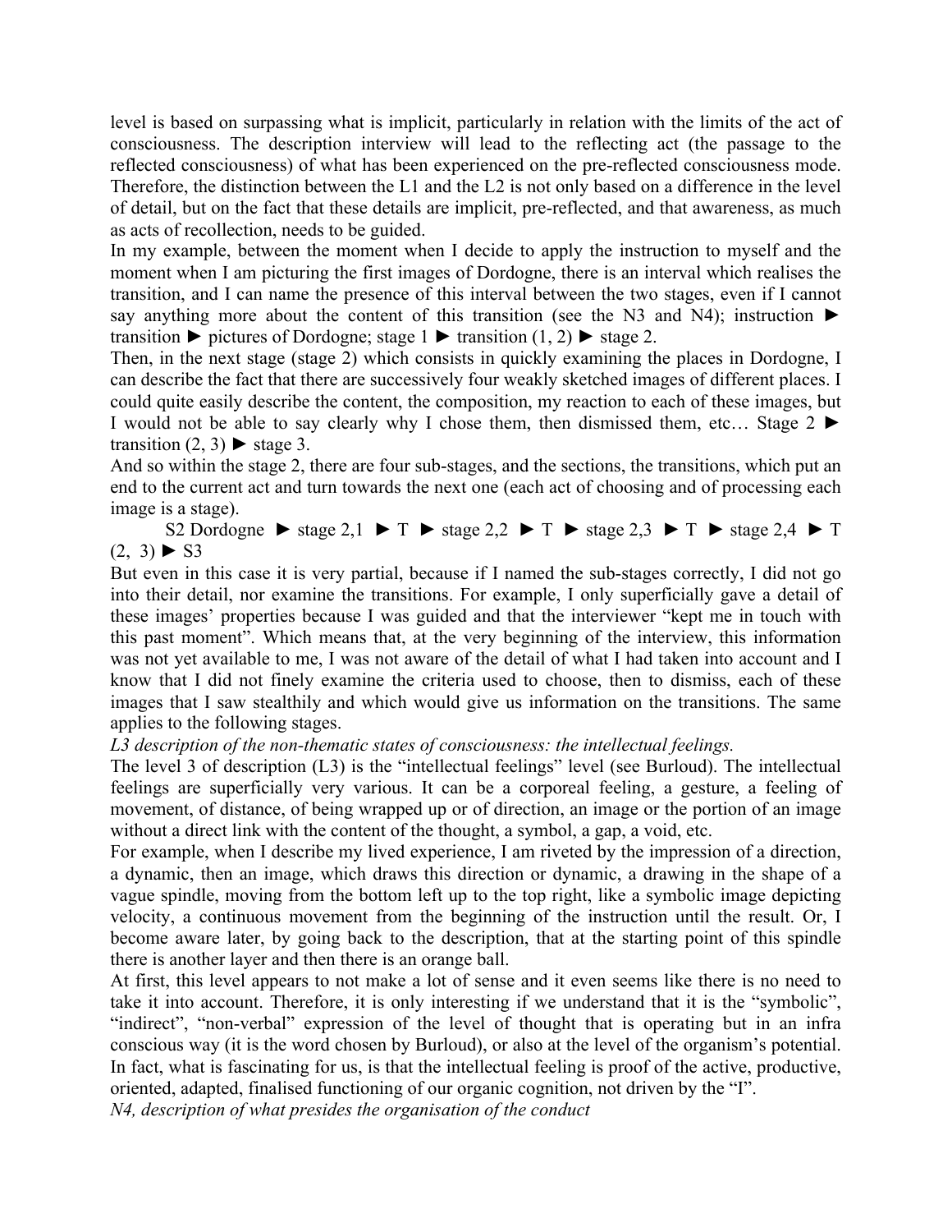level is based on surpassing what is implicit, particularly in relation with the limits of the act of consciousness. The description interview will lead to the reflecting act (the passage to the reflected consciousness) of what has been experienced on the pre-reflected consciousness mode. Therefore, the distinction between the L1 and the L2 is not only based on a difference in the level of detail, but on the fact that these details are implicit, pre-reflected, and that awareness, as much as acts of recollection, needs to be guided.

In my example, between the moment when I decide to apply the instruction to myself and the moment when I am picturing the first images of Dordogne, there is an interval which realises the transition, and I can name the presence of this interval between the two stages, even if I cannot say anything more about the content of this transition (see the N3 and N4); instruction ► transition ► pictures of Dordogne; stage 1 ► transition (1, 2) ► stage 2.

Then, in the next stage (stage 2) which consists in quickly examining the places in Dordogne, I can describe the fact that there are successively four weakly sketched images of different places. I could quite easily describe the content, the composition, my reaction to each of these images, but I would not be able to say clearly why I chose them, then dismissed them, etc… Stage 2 ► transition (2, 3) ► stage 3.

And so within the stage 2, there are four sub-stages, and the sections, the transitions, which put an end to the current act and turn towards the next one (each act of choosing and of processing each image is a stage).

S2 Dordogne ► stage 2,1 ► T ► stage 2,2 ► T ► stage 2,3 ► T ► stage 2,4 ► T (2, 3) ► S3

But even in this case it is very partial, because if I named the sub-stages correctly, I did not go into their detail, nor examine the transitions. For example, I only superficially gave a detail of these images' properties because I was guided and that the interviewer "kept me in touch with this past moment". Which means that, at the very beginning of the interview, this information was not yet available to me, I was not aware of the detail of what I had taken into account and I know that I did not finely examine the criteria used to choose, then to dismiss, each of these images that I saw stealthily and which would give us information on the transitions. The same applies to the following stages.

*L3 description of the non-thematic states of consciousness: the intellectual feelings.*

The level 3 of description (L3) is the "intellectual feelings" level (see Burloud). The intellectual feelings are superficially very various. It can be a corporeal feeling, a gesture, a feeling of movement, of distance, of being wrapped up or of direction, an image or the portion of an image without a direct link with the content of the thought, a symbol, a gap, a void, etc.

For example, when I describe my lived experience, I am riveted by the impression of a direction, a dynamic, then an image, which draws this direction or dynamic, a drawing in the shape of a vague spindle, moving from the bottom left up to the top right, like a symbolic image depicting velocity, a continuous movement from the beginning of the instruction until the result. Or, I become aware later, by going back to the description, that at the starting point of this spindle there is another layer and then there is an orange ball.

At first, this level appears to not make a lot of sense and it even seems like there is no need to take it into account. Therefore, it is only interesting if we understand that it is the "symbolic", "indirect", "non-verbal" expression of the level of thought that is operating but in an infra conscious way (it is the word chosen by Burloud), or also at the level of the organism's potential. In fact, what is fascinating for us, is that the intellectual feeling is proof of the active, productive, oriented, adapted, finalised functioning of our organic cognition, not driven by the "I".

*N4, description of what presides the organisation of the conduct*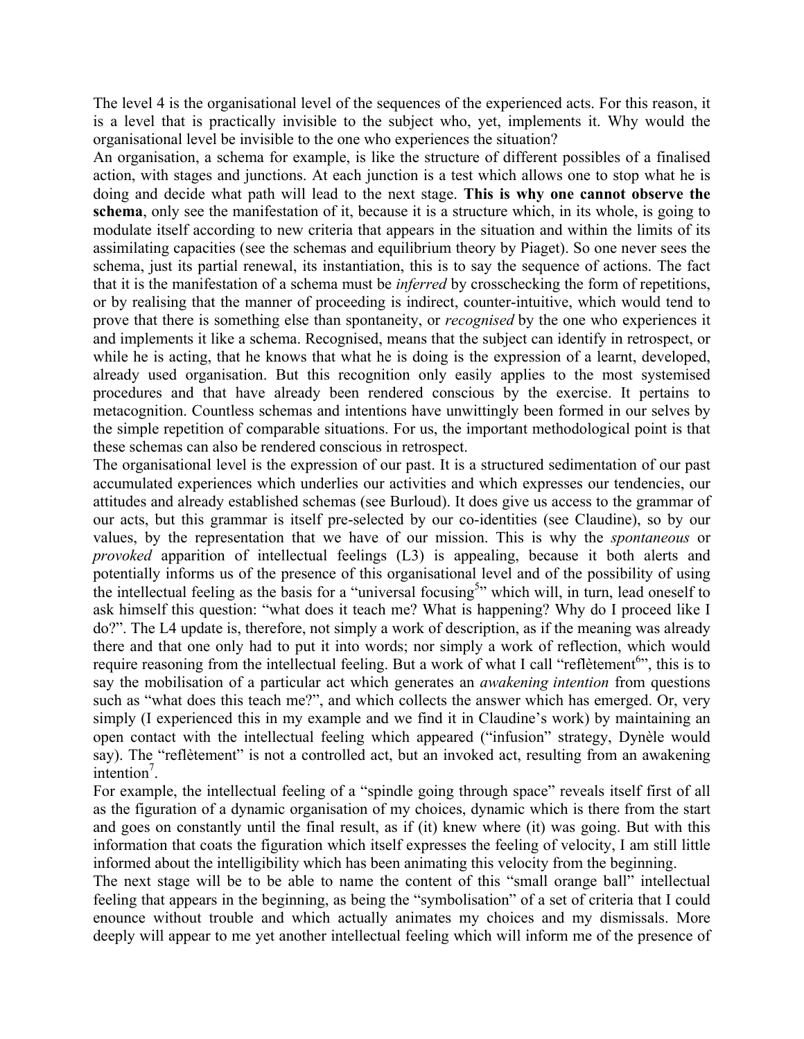The level 4 is the organisational level of the sequences of the experienced acts. For this reason, it is a level that is practically invisible to the subject who, yet, implements it. Why would the organisational level be invisible to the one who experiences the situation?

An organisation, a schema for example, is like the structure of different possibles of a finalised action, with stages and junctions. At each junction is a test which allows one to stop what he is doing and decide what path will lead to the next stage. **This is why one cannot observe the schema**, only see the manifestation of it, because it is a structure which, in its whole, is going to modulate itself according to new criteria that appears in the situation and within the limits of its assimilating capacities (see the schemas and equilibrium theory by Piaget). So one never sees the schema, just its partial renewal, its instantiation, this is to say the sequence of actions. The fact that it is the manifestation of a schema must be *inferred* by crosschecking the form of repetitions, or by realising that the manner of proceeding is indirect, counter-intuitive, which would tend to prove that there is something else than spontaneity, or *recognised* by the one who experiences it and implements it like a schema. Recognised, means that the subject can identify in retrospect, or while he is acting, that he knows that what he is doing is the expression of a learnt, developed, already used organisation. But this recognition only easily applies to the most systemised procedures and that have already been rendered conscious by the exercise. It pertains to metacognition. Countless schemas and intentions have unwittingly been formed in our selves by the simple repetition of comparable situations. For us, the important methodological point is that these schemas can also be rendered conscious in retrospect.

The organisational level is the expression of our past. It is a structured sedimentation of our past accumulated experiences which underlies our activities and which expresses our tendencies, our attitudes and already established schemas (see Burloud). It does give us access to the grammar of our acts, but this grammar is itself pre-selected by our co-identities (see Claudine), so by our values, by the representation that we have of our mission. This is why the *spontaneous* or *provoked* apparition of intellectual feelings (L3) is appealing, because it both alerts and potentially informs us of the presence of this organisational level and of the possibility of using the intellectual feeling as the basis for a "universal focusing[5]" which will, in turn, lead oneself to ask himself this question: "what does it teach me? What is happening? Why do I proceed like I do?". The L4 update is, therefore, not simply a work of description, as if the meaning was already there and that one only had to put it into words; nor simply a work of reflection, which would require reasoning from the intellectual feeling. But a work of what I call "reflètement[6]", this is to say the mobilisation of a particular act which generates an *awakening intention* from questions such as "what does this teach me?", and which collects the answer which has emerged. Or, very simply (I experienced this in my example and we find it in Claudine's work) by maintaining an open contact with the intellectual feeling which appeared ("infusion" strategy, Dynèle would say). The "reflètement" is not a controlled act, but an invoked act, resulting from an awakening intention[7].

For example, the intellectual feeling of a "spindle going through space" reveals itself first of all as the figuration of a dynamic organisation of my choices, dynamic which is there from the start and goes on constantly until the final result, as if (it) knew where (it) was going. But with this information that coats the figuration which itself expresses the feeling of velocity, I am still little informed about the intelligibility which has been animating this velocity from the beginning.

The next stage will be to be able to name the content of this "small orange ball" intellectual feeling that appears in the beginning, as being the "symbolisation" of a set of criteria that I could enounce without trouble and which actually animates my choices and my dismissals. More deeply will appear to me yet another intellectual feeling which will inform me of the presence of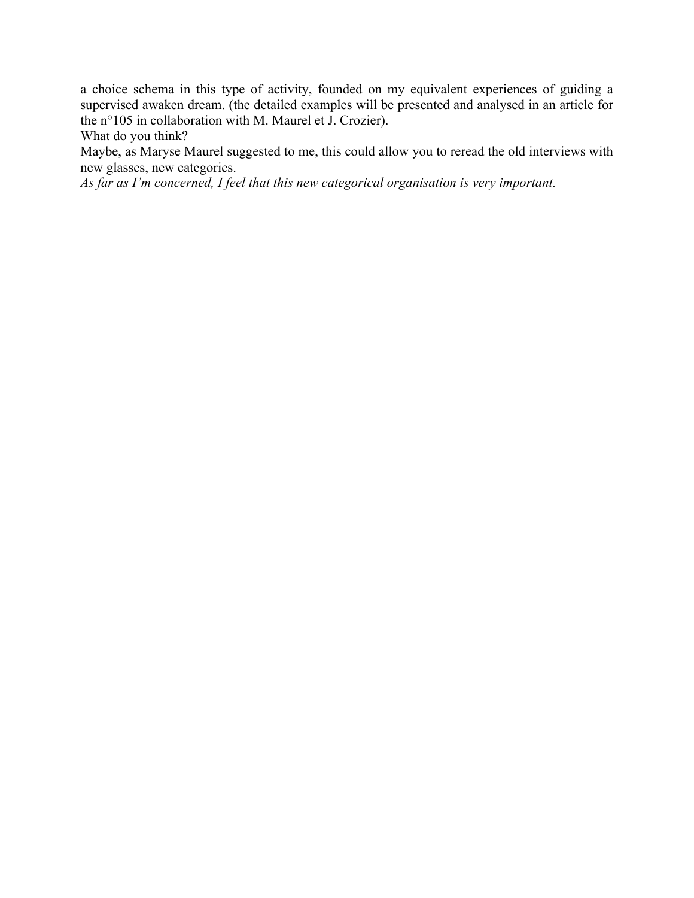a choice schema in this type of activity, founded on my equivalent experiences of guiding a supervised awaken dream. (the detailed examples will be presented and analysed in an article for the n°105 in collaboration with M. Maurel et J. Crozier).

What do you think?

Maybe, as Maryse Maurel suggested to me, this could allow you to reread the old interviews with new glasses, new categories.

*As far as I'm concerned, I feel that this new categorical organisation is very important.*